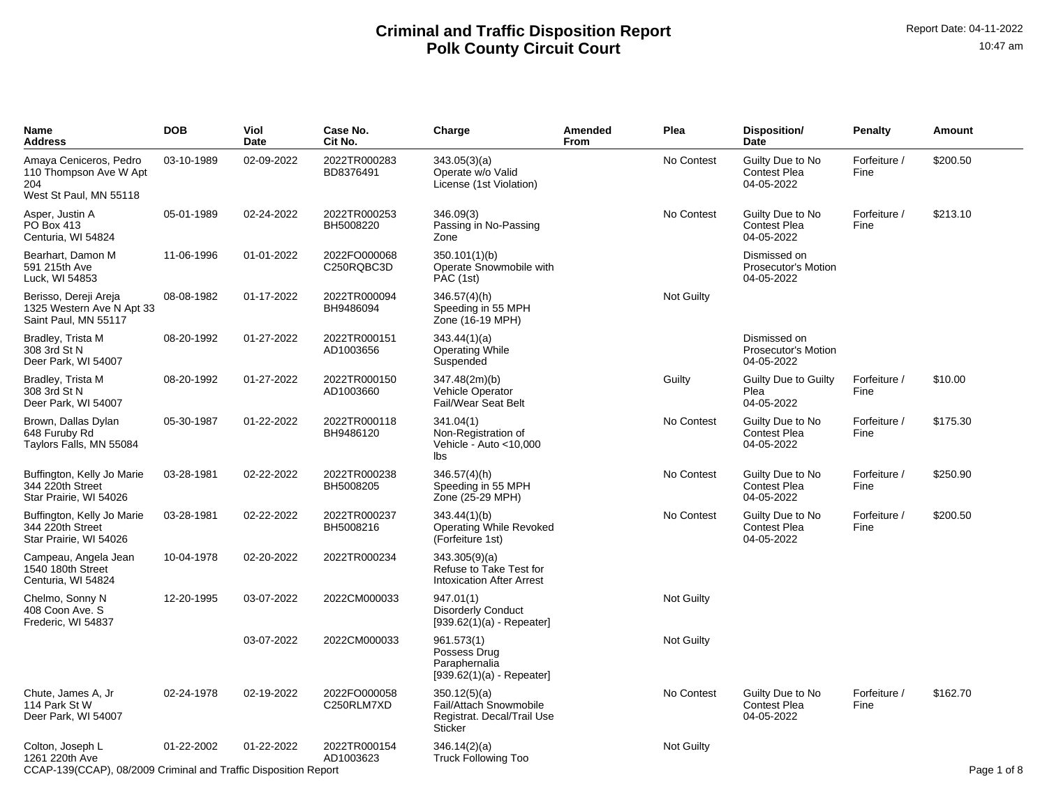# Criminal and Traffic Disposition Report
# Polk County Circuit Court

Report Date: 04-11-2022
10:47 am

| Name<br>Address | DOB | Viol Date | Case No.<br>Cit No. | Charge | Amended From | Plea | Disposition/<br>Date | Penalty | Amount |
|---|---|---|---|---|---|---|---|---|---|
| Amaya Ceniceros, Pedro<br>110 Thompson Ave W Apt 204<br>West St Paul, MN 55118 | 03-10-1989 | 02-09-2022 | 2022TR000283<br>BD8376491 | 343.05(3)(a)<br>Operate w/o Valid License (1st Violation) | | No Contest | Guilty Due to No Contest Plea<br>04-05-2022 | Forfeiture / Fine | $200.50 |
| Asper, Justin A<br>PO Box 413<br>Centuria, WI 54824 | 05-01-1989 | 02-24-2022 | 2022TR000253<br>BH5008220 | 346.09(3)<br>Passing in No-Passing Zone | | No Contest | Guilty Due to No Contest Plea<br>04-05-2022 | Forfeiture / Fine | $213.10 |
| Bearhart, Damon M<br>591 215th Ave<br>Luck, WI 54853 | 11-06-1996 | 01-01-2022 | 2022FO000068<br>C250RQBC3D | 350.101(1)(b)<br>Operate Snowmobile with PAC (1st) | | | Dismissed on Prosecutor's Motion<br>04-05-2022 | | |
| Berisso, Dereji Areja<br>1325 Western Ave N Apt 33<br>Saint Paul, MN 55117 | 08-08-1982 | 01-17-2022 | 2022TR000094<br>BH9486094 | 346.57(4)(h)<br>Speeding in 55 MPH Zone (16-19 MPH) | | Not Guilty | | | |
| Bradley, Trista M<br>308 3rd St N<br>Deer Park, WI 54007 | 08-20-1992 | 01-27-2022 | 2022TR000151<br>AD1003656 | 343.44(1)(a)<br>Operating While Suspended | | | Dismissed on Prosecutor's Motion<br>04-05-2022 | | |
| Bradley, Trista M<br>308 3rd St N<br>Deer Park, WI 54007 | 08-20-1992 | 01-27-2022 | 2022TR000150<br>AD1003660 | 347.48(2m)(b)<br>Vehicle Operator Fail/Wear Seat Belt | | Guilty | Guilty Due to Guilty Plea<br>04-05-2022 | Forfeiture / Fine | $10.00 |
| Brown, Dallas Dylan<br>648 Furuby Rd<br>Taylors Falls, MN 55084 | 05-30-1987 | 01-22-2022 | 2022TR000118<br>BH9486120 | 341.04(1)<br>Non-Registration of Vehicle - Auto <10,000 lbs | | No Contest | Guilty Due to No Contest Plea<br>04-05-2022 | Forfeiture / Fine | $175.30 |
| Buffington, Kelly Jo Marie<br>344 220th Street<br>Star Prairie, WI 54026 | 03-28-1981 | 02-22-2022 | 2022TR000238<br>BH5008205 | 346.57(4)(h)<br>Speeding in 55 MPH Zone (25-29 MPH) | | No Contest | Guilty Due to No Contest Plea<br>04-05-2022 | Forfeiture / Fine | $250.90 |
| Buffington, Kelly Jo Marie<br>344 220th Street<br>Star Prairie, WI 54026 | 03-28-1981 | 02-22-2022 | 2022TR000237<br>BH5008216 | 343.44(1)(b)<br>Operating While Revoked (Forfeiture 1st) | | No Contest | Guilty Due to No Contest Plea<br>04-05-2022 | Forfeiture / Fine | $200.50 |
| Campeau, Angela Jean<br>1540 180th Street<br>Centuria, WI 54824 | 10-04-1978 | 02-20-2022 | 2022TR000234 | 343.305(9)(a)<br>Refuse to Take Test for Intoxication After Arrest | | | | | |
| Chelmo, Sonny N<br>408 Coon Ave. S<br>Frederic, WI 54837 | 12-20-1995 | 03-07-2022 | 2022CM000033 | 947.01(1)<br>Disorderly Conduct<br>[939.62(1)(a) - Repeater] | | Not Guilty | | | |
| | | 03-07-2022 | 2022CM000033 | 961.573(1)<br>Possess Drug Paraphernalia<br>[939.62(1)(a) - Repeater] | | Not Guilty | | | |
| Chute, James A, Jr<br>114 Park St W<br>Deer Park, WI 54007 | 02-24-1978 | 02-19-2022 | 2022FO000058<br>C250RLM7XD | 350.12(5)(a)<br>Fail/Attach Snowmobile Registrat. Decal/Trail Use Sticker | | No Contest | Guilty Due to No Contest Plea<br>04-05-2022 | Forfeiture / Fine | $162.70 |
| Colton, Joseph L<br>1261 220th Ave | 01-22-2002 | 01-22-2022 | 2022TR000154<br>AD1003623 | 346.14(2)(a)<br>Truck Following Too | | Not Guilty | | | |

CCAP-139(CCAP), 08/2009 Criminal and Traffic Disposition Report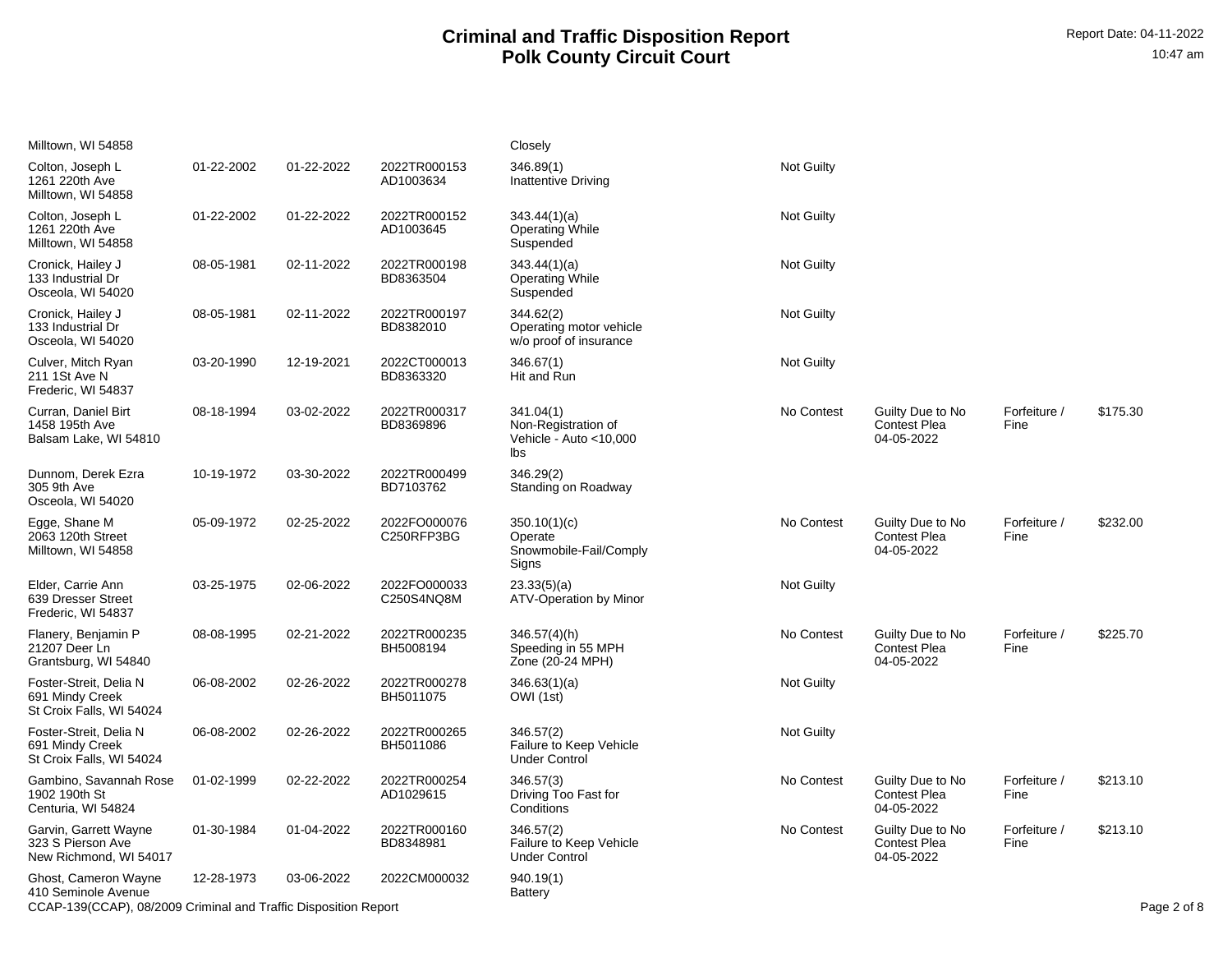# Criminal and Traffic Disposition Report
## Polk County Circuit Court

Report Date: 04-11-2022
10:47 am

| | | | | | | | | |
|---|---|---|---|---|---|---|---|---|
| Milltown, WI 54858 | | | | Closely | | | | |
| Colton, Joseph L<br>1261 220th Ave<br>Milltown, WI 54858 | 01-22-2002 | 01-22-2022 | 2022TR000153<br>AD1003634 | 346.89(1)<br>Inattentive Driving | Not Guilty | | | |
| Colton, Joseph L<br>1261 220th Ave<br>Milltown, WI 54858 | 01-22-2002 | 01-22-2022 | 2022TR000152<br>AD1003645 | 343.44(1)(a)<br>Operating While Suspended | Not Guilty | | | |
| Cronick, Hailey J<br>133 Industrial Dr<br>Osceola, WI 54020 | 08-05-1981 | 02-11-2022 | 2022TR000198<br>BD8363504 | 343.44(1)(a)<br>Operating While Suspended | Not Guilty | | | |
| Cronick, Hailey J<br>133 Industrial Dr<br>Osceola, WI 54020 | 08-05-1981 | 02-11-2022 | 2022TR000197<br>BD8382010 | 344.62(2)<br>Operating motor vehicle w/o proof of insurance | Not Guilty | | | |
| Culver, Mitch Ryan<br>211 1St Ave N<br>Frederic, WI 54837 | 03-20-1990 | 12-19-2021 | 2022CT000013<br>BD8363320 | 346.67(1)<br>Hit and Run | Not Guilty | | | |
| Curran, Daniel Birt<br>1458 195th Ave<br>Balsam Lake, WI 54810 | 08-18-1994 | 03-02-2022 | 2022TR000317<br>BD8369896 | 341.04(1)<br>Non-Registration of Vehicle - Auto <10,000 lbs | No Contest | Guilty Due to No Contest Plea<br>04-05-2022 | Forfeiture / Fine | $175.30 |
| Dunnom, Derek Ezra<br>305 9th Ave<br>Osceola, WI 54020 | 10-19-1972 | 03-30-2022 | 2022TR000499<br>BD7103762 | 346.29(2)<br>Standing on Roadway | | | | |
| Egge, Shane M<br>2063 120th Street<br>Milltown, WI 54858 | 05-09-1972 | 02-25-2022 | 2022FO000076<br>C250RFP3BG | 350.10(1)(c)<br>Operate Snowmobile-Fail/Comply Signs | No Contest | Guilty Due to No Contest Plea<br>04-05-2022 | Forfeiture / Fine | $232.00 |
| Elder, Carrie Ann<br>639 Dresser Street<br>Frederic, WI 54837 | 03-25-1975 | 02-06-2022 | 2022FO000033<br>C250S4NQ8M | 23.33(5)(a)<br>ATV-Operation by Minor | Not Guilty | | | |
| Flanery, Benjamin P<br>21207 Deer Ln<br>Grantsburg, WI 54840 | 08-08-1995 | 02-21-2022 | 2022TR000235<br>BH5008194 | 346.57(4)(h)<br>Speeding in 55 MPH Zone (20-24 MPH) | No Contest | Guilty Due to No Contest Plea<br>04-05-2022 | Forfeiture / Fine | $225.70 |
| Foster-Streit, Delia N<br>691 Mindy Creek<br>St Croix Falls, WI 54024 | 06-08-2002 | 02-26-2022 | 2022TR000278<br>BH5011075 | 346.63(1)(a)<br>OWI (1st) | Not Guilty | | | |
| Foster-Streit, Delia N<br>691 Mindy Creek<br>St Croix Falls, WI 54024 | 06-08-2002 | 02-26-2022 | 2022TR000265<br>BH5011086 | 346.57(2)<br>Failure to Keep Vehicle Under Control | Not Guilty | | | |
| Gambino, Savannah Rose<br>1902 190th St<br>Centuria, WI 54824 | 01-02-1999 | 02-22-2022 | 2022TR000254<br>AD1029615 | 346.57(3)<br>Driving Too Fast for Conditions | No Contest | Guilty Due to No Contest Plea<br>04-05-2022 | Forfeiture / Fine | $213.10 |
| Garvin, Garrett Wayne<br>323 S Pierson Ave<br>New Richmond, WI 54017 | 01-30-1984 | 01-04-2022 | 2022TR000160<br>BD8348981 | 346.57(2)<br>Failure to Keep Vehicle Under Control | No Contest | Guilty Due to No Contest Plea<br>04-05-2022 | Forfeiture / Fine | $213.10 |
| Ghost, Cameron Wayne<br>410 Seminole Avenue | 12-28-1973 | 03-06-2022 | 2022CM000032 | 940.19(1)<br>Battery | | | | |

CCAP-139(CCAP), 08/2009 Criminal and Traffic Disposition Report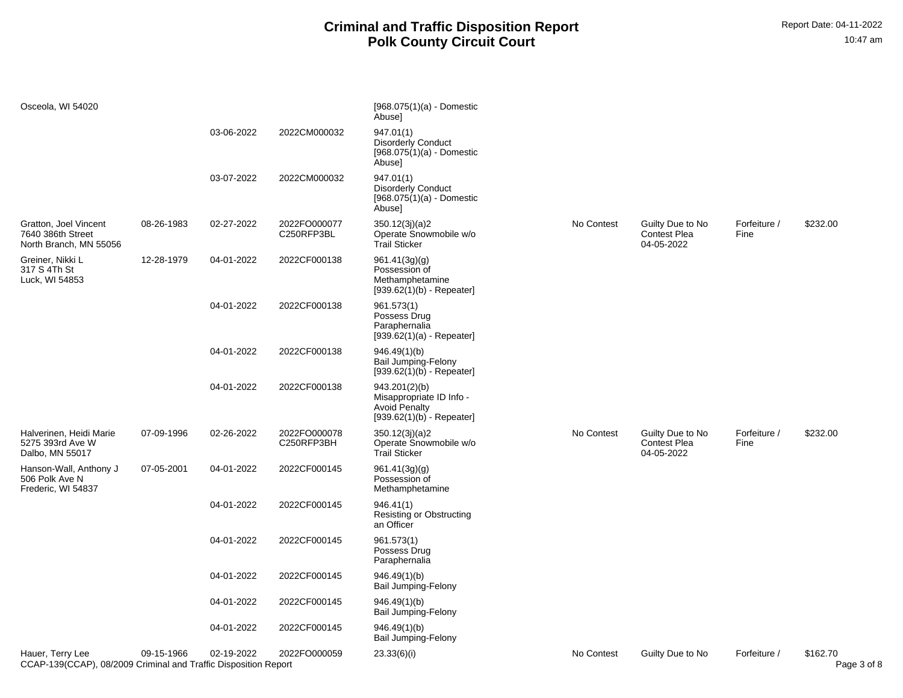# Criminal and Traffic Disposition Report
# Polk County Circuit Court

Report Date: 04-11-2022
10:47 am

| Name / Address | DOB | Offense Date | Case / Citation | Statute / Charge | Plea | Disposition | Sentence | Amount |
|---|---|---|---|---|---|---|---|---|
| Osceola, WI 54020 | | | | [968.075(1)(a) - Domestic Abuse] | | | | |
| | | 03-06-2022 | 2022CM000032 | 947.01(1) Disorderly Conduct [968.075(1)(a) - Domestic Abuse] | | | | |
| | | 03-07-2022 | 2022CM000032 | 947.01(1) Disorderly Conduct [968.075(1)(a) - Domestic Abuse] | | | | |
| Gratton, Joel Vincent 7640 386th Street North Branch, MN 55056 | 08-26-1983 | 02-27-2022 | 2022FO000077 C250RFP3BL | 350.12(3j)(a)2 Operate Snowmobile w/o Trail Sticker | No Contest | Guilty Due to No Contest Plea 04-05-2022 | Forfeiture / Fine | $232.00 |
| Greiner, Nikki L 317 S 4Th St Luck, WI 54853 | 12-28-1979 | 04-01-2022 | 2022CF000138 | 961.41(3g)(g) Possession of Methamphetamine [939.62(1)(b) - Repeater] | | | | |
| | | 04-01-2022 | 2022CF000138 | 961.573(1) Possess Drug Paraphernalia [939.62(1)(a) - Repeater] | | | | |
| | | 04-01-2022 | 2022CF000138 | 946.49(1)(b) Bail Jumping-Felony [939.62(1)(b) - Repeater] | | | | |
| | | 04-01-2022 | 2022CF000138 | 943.201(2)(b) Misappropriate ID Info - Avoid Penalty [939.62(1)(b) - Repeater] | | | | |
| Halverinen, Heidi Marie 5275 393rd Ave W Dalbo, MN 55017 | 07-09-1996 | 02-26-2022 | 2022FO000078 C250RFP3BH | 350.12(3j)(a)2 Operate Snowmobile w/o Trail Sticker | No Contest | Guilty Due to No Contest Plea 04-05-2022 | Forfeiture / Fine | $232.00 |
| Hanson-Wall, Anthony J 506 Polk Ave N Frederic, WI 54837 | 07-05-2001 | 04-01-2022 | 2022CF000145 | 961.41(3g)(g) Possession of Methamphetamine | | | | |
| | | 04-01-2022 | 2022CF000145 | 946.41(1) Resisting or Obstructing an Officer | | | | |
| | | 04-01-2022 | 2022CF000145 | 961.573(1) Possess Drug Paraphernalia | | | | |
| | | 04-01-2022 | 2022CF000145 | 946.49(1)(b) Bail Jumping-Felony | | | | |
| | | 04-01-2022 | 2022CF000145 | 946.49(1)(b) Bail Jumping-Felony | | | | |
| | | 04-01-2022 | 2022CF000145 | 946.49(1)(b) Bail Jumping-Felony | | | | |
| Hauer, Terry Lee | 09-15-1966 | 02-19-2022 | 2022FO000059 | 23.33(6)(i) | No Contest | Guilty Due to No | Forfeiture / | $162.70 |

CCAP-139(CCAP), 08/2009 Criminal and Traffic Disposition Report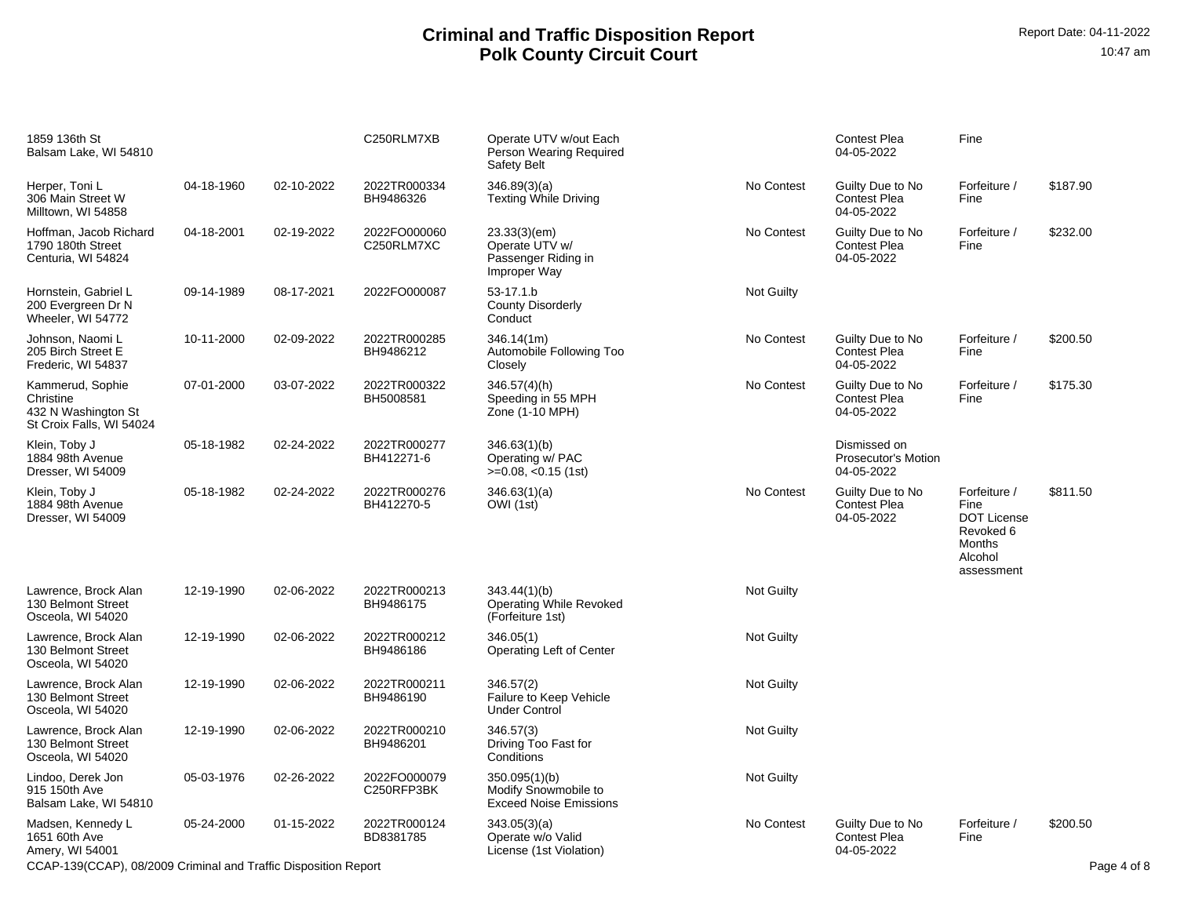# Criminal and Traffic Disposition Report
## Polk County Circuit Court

Report Date: 04-11-2022
10:47 am

| | | | | | | | | |
|---|---|---|---|---|---|---|---|---|
| 1859 136th St<br>Balsam Lake, WI 54810 | | | C250RLM7XB | Operate UTV w/out Each Person Wearing Required Safety Belt | | Contest Plea<br>04-05-2022 | Fine | |
| Herper, Toni L<br>306 Main Street W<br>Milltown, WI 54858 | 04-18-1960 | 02-10-2022 | 2022TR000334<br>BH9486326 | 346.89(3)(a)<br>Texting While Driving | No Contest | Guilty Due to No Contest Plea<br>04-05-2022 | Forfeiture / Fine | $187.90 |
| Hoffman, Jacob Richard<br>1790 180th Street<br>Centuria, WI 54824 | 04-18-2001 | 02-19-2022 | 2022FO000060<br>C250RLM7XC | 23.33(3)(em)<br>Operate UTV w/ Passenger Riding in Improper Way | No Contest | Guilty Due to No Contest Plea<br>04-05-2022 | Forfeiture / Fine | $232.00 |
| Hornstein, Gabriel L<br>200 Evergreen Dr N<br>Wheeler, WI 54772 | 09-14-1989 | 08-17-2021 | 2022FO000087 | 53-17.1.b<br>County Disorderly Conduct | Not Guilty | | | |
| Johnson, Naomi L<br>205 Birch Street E<br>Frederic, WI 54837 | 10-11-2000 | 02-09-2022 | 2022TR000285<br>BH9486212 | 346.14(1m)<br>Automobile Following Too Closely | No Contest | Guilty Due to No Contest Plea<br>04-05-2022 | Forfeiture / Fine | $200.50 |
| Kammerud, Sophie Christine<br>432 N Washington St<br>St Croix Falls, WI 54024 | 07-01-2000 | 03-07-2022 | 2022TR000322<br>BH5008581 | 346.57(4)(h)<br>Speeding in 55 MPH Zone (1-10 MPH) | No Contest | Guilty Due to No Contest Plea<br>04-05-2022 | Forfeiture / Fine | $175.30 |
| Klein, Toby J<br>1884 98th Avenue<br>Dresser, WI 54009 | 05-18-1982 | 02-24-2022 | 2022TR000277<br>BH412271-6 | 346.63(1)(b)<br>Operating w/ PAC >=0.08, <0.15 (1st) | | Dismissed on Prosecutor's Motion<br>04-05-2022 | | |
| Klein, Toby J<br>1884 98th Avenue<br>Dresser, WI 54009 | 05-18-1982 | 02-24-2022 | 2022TR000276<br>BH412270-5 | 346.63(1)(a)<br>OWI (1st) | No Contest | Guilty Due to No Contest Plea<br>04-05-2022 | Forfeiture / Fine<br>DOT License Revoked 6 Months<br>Alcohol assessment | $811.50 |
| Lawrence, Brock Alan<br>130 Belmont Street<br>Osceola, WI 54020 | 12-19-1990 | 02-06-2022 | 2022TR000213<br>BH9486175 | 343.44(1)(b)<br>Operating While Revoked (Forfeiture 1st) | Not Guilty | | | |
| Lawrence, Brock Alan<br>130 Belmont Street<br>Osceola, WI 54020 | 12-19-1990 | 02-06-2022 | 2022TR000212<br>BH9486186 | 346.05(1)<br>Operating Left of Center | Not Guilty | | | |
| Lawrence, Brock Alan<br>130 Belmont Street<br>Osceola, WI 54020 | 12-19-1990 | 02-06-2022 | 2022TR000211<br>BH9486190 | 346.57(2)<br>Failure to Keep Vehicle Under Control | Not Guilty | | | |
| Lawrence, Brock Alan<br>130 Belmont Street<br>Osceola, WI 54020 | 12-19-1990 | 02-06-2022 | 2022TR000210<br>BH9486201 | 346.57(3)<br>Driving Too Fast for Conditions | Not Guilty | | | |
| Lindoo, Derek Jon<br>915 150th Ave<br>Balsam Lake, WI 54810 | 05-03-1976 | 02-26-2022 | 2022FO000079<br>C250RFP3BK | 350.095(1)(b)<br>Modify Snowmobile to Exceed Noise Emissions | Not Guilty | | | |
| Madsen, Kennedy L<br>1651 60th Ave<br>Amery, WI 54001 | 05-24-2000 | 01-15-2022 | 2022TR000124<br>BD8381785 | 343.05(3)(a)<br>Operate w/o Valid License (1st Violation) | No Contest | Guilty Due to No Contest Plea<br>04-05-2022 | Forfeiture / Fine | $200.50 |

CCAP-139(CCAP), 08/2009 Criminal and Traffic Disposition Report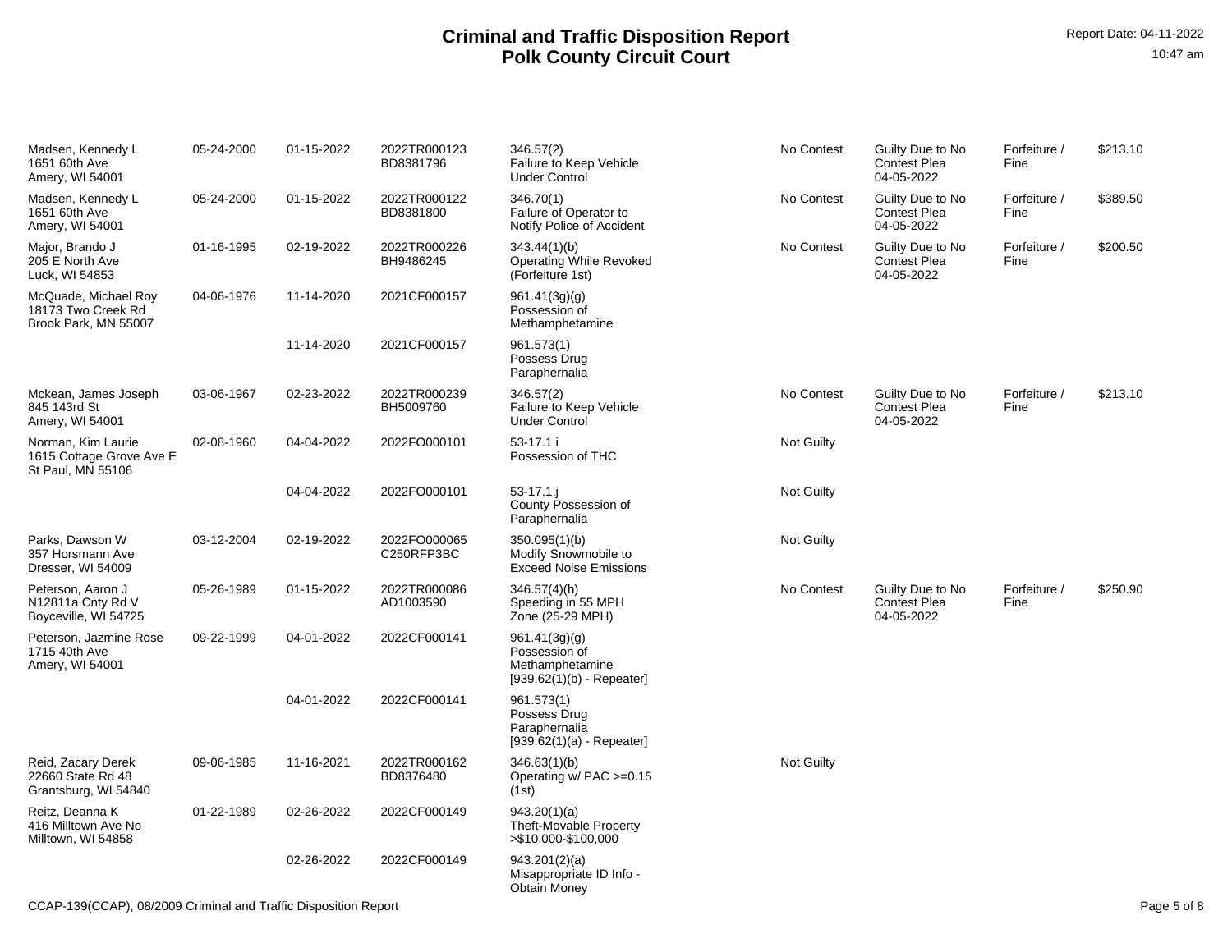# Criminal and Traffic Disposition Report
# Polk County Circuit Court

Report Date: 04-11-2022
10:47 am

| Name / Address | DOB | Offense Date | Case No. | Statute / Description | Plea | Disposition | Sentence | Amount |
|---|---|---|---|---|---|---|---|---|
| Madsen, Kennedy L 1651 60th Ave Amery, WI 54001 | 05-24-2000 | 01-15-2022 | 2022TR000123 BD8381796 | 346.57(2) Failure to Keep Vehicle Under Control | No Contest | Guilty Due to No Contest Plea 04-05-2022 | Forfeiture / Fine | $213.10 |
| Madsen, Kennedy L 1651 60th Ave Amery, WI 54001 | 05-24-2000 | 01-15-2022 | 2022TR000122 BD8381800 | 346.70(1) Failure of Operator to Notify Police of Accident | No Contest | Guilty Due to No Contest Plea 04-05-2022 | Forfeiture / Fine | $389.50 |
| Major, Brando J 205 E North Ave Luck, WI 54853 | 01-16-1995 | 02-19-2022 | 2022TR000226 BH9486245 | 343.44(1)(b) Operating While Revoked (Forfeiture 1st) | No Contest | Guilty Due to No Contest Plea 04-05-2022 | Forfeiture / Fine | $200.50 |
| McQuade, Michael Roy 18173 Two Creek Rd Brook Park, MN 55007 | 04-06-1976 | 11-14-2020 | 2021CF000157 | 961.41(3g)(g) Possession of Methamphetamine | | | | |
| | | 11-14-2020 | 2021CF000157 | 961.573(1) Possess Drug Paraphernalia | | | | |
| Mckean, James Joseph 845 143rd St Amery, WI 54001 | 03-06-1967 | 02-23-2022 | 2022TR000239 BH5009760 | 346.57(2) Failure to Keep Vehicle Under Control | No Contest | Guilty Due to No Contest Plea 04-05-2022 | Forfeiture / Fine | $213.10 |
| Norman, Kim Laurie 1615 Cottage Grove Ave E St Paul, MN 55106 | 02-08-1960 | 04-04-2022 | 2022FO000101 | 53-17.1.i Possession of THC | Not Guilty | | | |
| | | 04-04-2022 | 2022FO000101 | 53-17.1.j County Possession of Paraphernalia | Not Guilty | | | |
| Parks, Dawson W 357 Horsmann Ave Dresser, WI 54009 | 03-12-2004 | 02-19-2022 | 2022FO000065 C250RFP3BC | 350.095(1)(b) Modify Snowmobile to Exceed Noise Emissions | Not Guilty | | | |
| Peterson, Aaron J N12811a Cnty Rd V Boyceville, WI 54725 | 05-26-1989 | 01-15-2022 | 2022TR000086 AD1003590 | 346.57(4)(h) Speeding in 55 MPH Zone (25-29 MPH) | No Contest | Guilty Due to No Contest Plea 04-05-2022 | Forfeiture / Fine | $250.90 |
| Peterson, Jazmine Rose 1715 40th Ave Amery, WI 54001 | 09-22-1999 | 04-01-2022 | 2022CF000141 | 961.41(3g)(g) Possession of Methamphetamine [939.62(1)(b) - Repeater] | | | | |
| | | 04-01-2022 | 2022CF000141 | 961.573(1) Possess Drug Paraphernalia [939.62(1)(a) - Repeater] | | | | |
| Reid, Zacary Derek 22660 State Rd 48 Grantsburg, WI 54840 | 09-06-1985 | 11-16-2021 | 2022TR000162 BD8376480 | 346.63(1)(b) Operating w/ PAC >=0.15 (1st) | Not Guilty | | | |
| Reitz, Deanna K 416 Milltown Ave No Milltown, WI 54858 | 01-22-1989 | 02-26-2022 | 2022CF000149 | 943.20(1)(a) Theft-Movable Property >$10,000-$100,000 | | | | |
| | | 02-26-2022 | 2022CF000149 | 943.201(2)(a) Misappropriate ID Info - Obtain Money | | | | |

CCAP-139(CCAP), 08/2009 Criminal and Traffic Disposition Report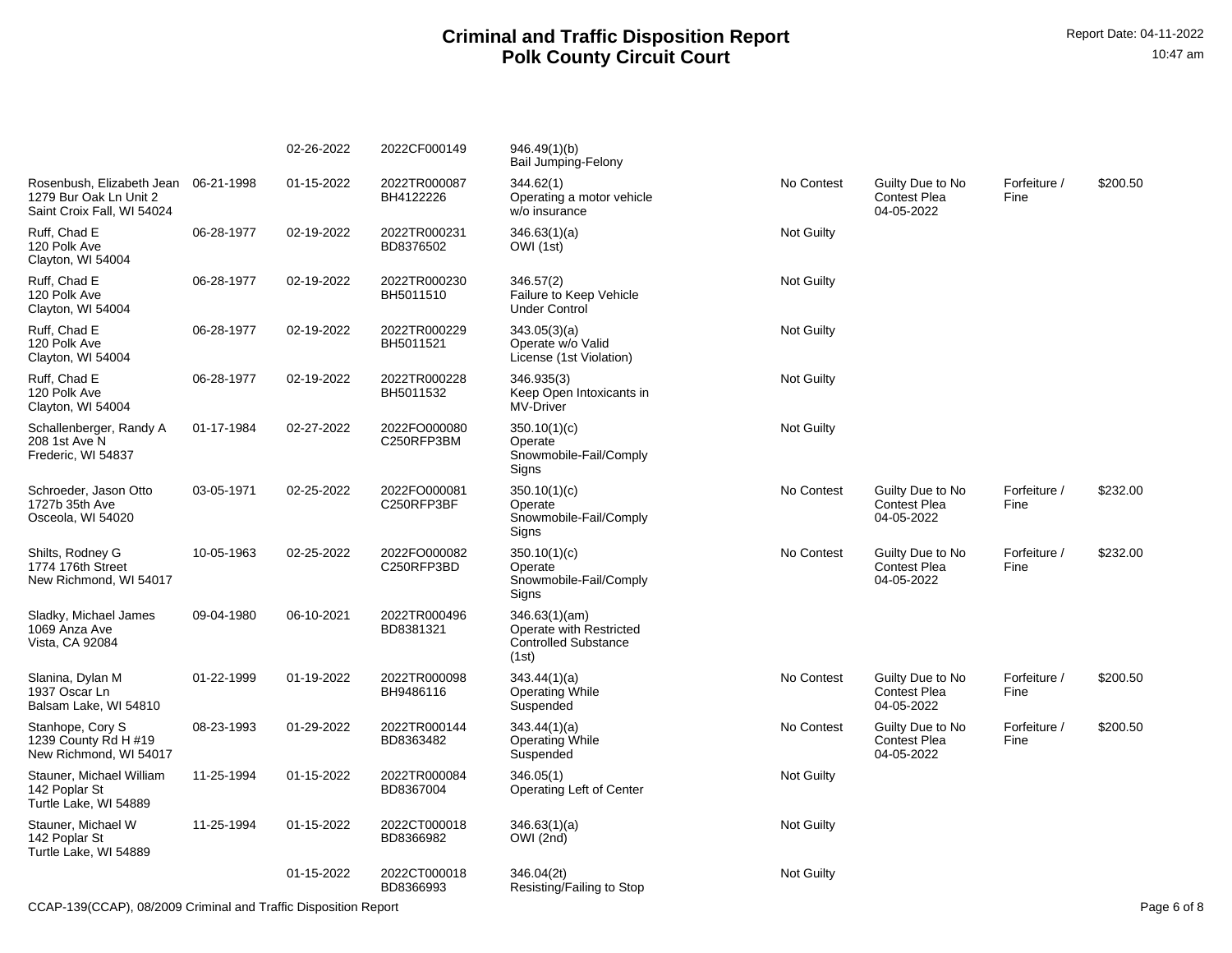# Criminal and Traffic Disposition Report
## Polk County Circuit Court

Report Date: 04-11-2022
10:47 am

| | | | | | | | | |
|---|---|---|---|---|---|---|---|---|
| | | 02-26-2022 | 2022CF000149 | 946.49(1)(b) Bail Jumping-Felony | | | | |
| Rosenbush, Elizabeth Jean 1279 Bur Oak Ln Unit 2 Saint Croix Fall, WI 54024 | 06-21-1998 | 01-15-2022 | 2022TR000087 BH4122226 | 344.62(1) Operating a motor vehicle w/o insurance | No Contest | Guilty Due to No Contest Plea 04-05-2022 | Forfeiture / Fine | $200.50 |
| Ruff, Chad E 120 Polk Ave Clayton, WI 54004 | 06-28-1977 | 02-19-2022 | 2022TR000231 BD8376502 | 346.63(1)(a) OWI (1st) | Not Guilty | | | |
| Ruff, Chad E 120 Polk Ave Clayton, WI 54004 | 06-28-1977 | 02-19-2022 | 2022TR000230 BH5011510 | 346.57(2) Failure to Keep Vehicle Under Control | Not Guilty | | | |
| Ruff, Chad E 120 Polk Ave Clayton, WI 54004 | 06-28-1977 | 02-19-2022 | 2022TR000229 BH5011521 | 343.05(3)(a) Operate w/o Valid License (1st Violation) | Not Guilty | | | |
| Ruff, Chad E 120 Polk Ave Clayton, WI 54004 | 06-28-1977 | 02-19-2022 | 2022TR000228 BH5011532 | 346.935(3) Keep Open Intoxicants in MV-Driver | Not Guilty | | | |
| Schallenberger, Randy A 208 1st Ave N Frederic, WI 54837 | 01-17-1984 | 02-27-2022 | 2022FO000080 C250RFP3BM | 350.10(1)(c) Operate Snowmobile-Fail/Comply Signs | Not Guilty | | | |
| Schroeder, Jason Otto 1727b 35th Ave Osceola, WI 54020 | 03-05-1971 | 02-25-2022 | 2022FO000081 C250RFP3BF | 350.10(1)(c) Operate Snowmobile-Fail/Comply Signs | No Contest | Guilty Due to No Contest Plea 04-05-2022 | Forfeiture / Fine | $232.00 |
| Shilts, Rodney G 1774 176th Street New Richmond, WI 54017 | 10-05-1963 | 02-25-2022 | 2022FO000082 C250RFP3BD | 350.10(1)(c) Operate Snowmobile-Fail/Comply Signs | No Contest | Guilty Due to No Contest Plea 04-05-2022 | Forfeiture / Fine | $232.00 |
| Sladky, Michael James 1069 Anza Ave Vista, CA 92084 | 09-04-1980 | 06-10-2021 | 2022TR000496 BD8381321 | 346.63(1)(am) Operate with Restricted Controlled Substance (1st) | | | | |
| Slanina, Dylan M 1937 Oscar Ln Balsam Lake, WI 54810 | 01-22-1999 | 01-19-2022 | 2022TR000098 BH9486116 | 343.44(1)(a) Operating While Suspended | No Contest | Guilty Due to No Contest Plea 04-05-2022 | Forfeiture / Fine | $200.50 |
| Stanhope, Cory S 1239 County Rd H #19 New Richmond, WI 54017 | 08-23-1993 | 01-29-2022 | 2022TR000144 BD8363482 | 343.44(1)(a) Operating While Suspended | No Contest | Guilty Due to No Contest Plea 04-05-2022 | Forfeiture / Fine | $200.50 |
| Stauner, Michael William 142 Poplar St Turtle Lake, WI 54889 | 11-25-1994 | 01-15-2022 | 2022TR000084 BD8367004 | 346.05(1) Operating Left of Center | Not Guilty | | | |
| Stauner, Michael W 142 Poplar St Turtle Lake, WI 54889 | 11-25-1994 | 01-15-2022 | 2022CT000018 BD8366982 | 346.63(1)(a) OWI (2nd) | Not Guilty | | | |
| | | 01-15-2022 | 2022CT000018 BD8366993 | 346.04(2t) Resisting/Failing to Stop | Not Guilty | | | |

CCAP-139(CCAP), 08/2009 Criminal and Traffic Disposition Report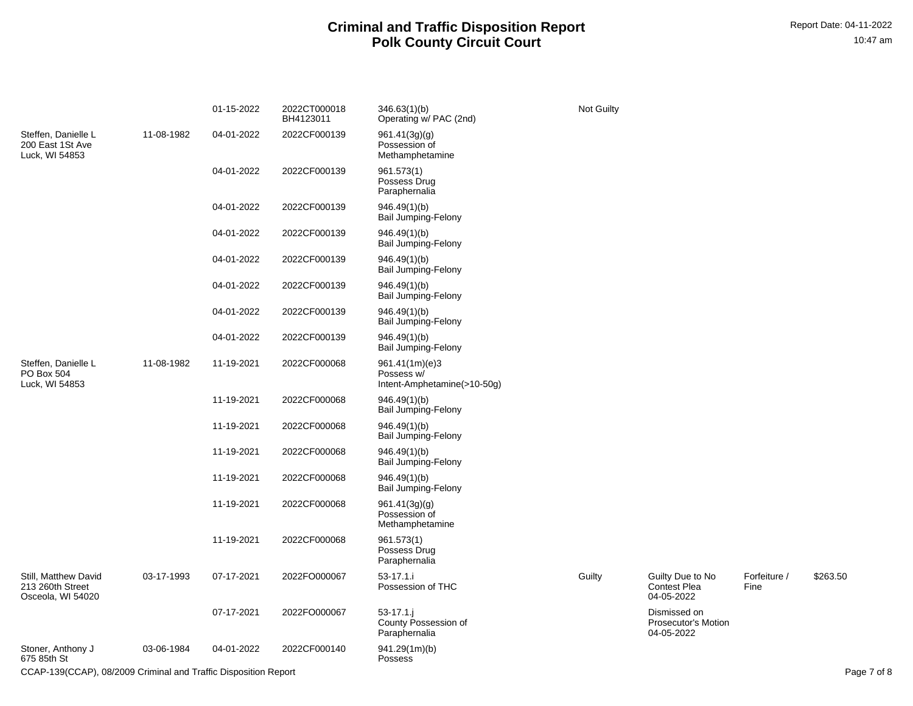# Criminal and Traffic Disposition Report
# Polk County Circuit Court

Report Date: 04-11-2022
10:47 am

| Defendant | DOB | Offense Date | Case Number | Charge | Plea | Disposition | Sentence | Amount |
|---|---|---|---|---|---|---|---|---|
| | | 01-15-2022 | 2022CT000018 BH4123011 | 346.63(1)(b) Operating w/ PAC (2nd) | Not Guilty | | | |
| Steffen, Danielle L 200 East 1St Ave Luck, WI 54853 | 11-08-1982 | 04-01-2022 | 2022CF000139 | 961.41(3g)(g) Possession of Methamphetamine | | | | |
| | | 04-01-2022 | 2022CF000139 | 961.573(1) Possess Drug Paraphernalia | | | | |
| | | 04-01-2022 | 2022CF000139 | 946.49(1)(b) Bail Jumping-Felony | | | | |
| | | 04-01-2022 | 2022CF000139 | 946.49(1)(b) Bail Jumping-Felony | | | | |
| | | 04-01-2022 | 2022CF000139 | 946.49(1)(b) Bail Jumping-Felony | | | | |
| | | 04-01-2022 | 2022CF000139 | 946.49(1)(b) Bail Jumping-Felony | | | | |
| | | 04-01-2022 | 2022CF000139 | 946.49(1)(b) Bail Jumping-Felony | | | | |
| | | 04-01-2022 | 2022CF000139 | 946.49(1)(b) Bail Jumping-Felony | | | | |
| Steffen, Danielle L PO Box 504 Luck, WI 54853 | 11-08-1982 | 11-19-2021 | 2022CF000068 | 961.41(1m)(e)3 Possess w/ Intent-Amphetamine(>10-50g) | | | | |
| | | 11-19-2021 | 2022CF000068 | 946.49(1)(b) Bail Jumping-Felony | | | | |
| | | 11-19-2021 | 2022CF000068 | 946.49(1)(b) Bail Jumping-Felony | | | | |
| | | 11-19-2021 | 2022CF000068 | 946.49(1)(b) Bail Jumping-Felony | | | | |
| | | 11-19-2021 | 2022CF000068 | 946.49(1)(b) Bail Jumping-Felony | | | | |
| | | 11-19-2021 | 2022CF000068 | 961.41(3g)(g) Possession of Methamphetamine | | | | |
| | | 11-19-2021 | 2022CF000068 | 961.573(1) Possess Drug Paraphernalia | | | | |
| Still, Matthew David 213 260th Street Osceola, WI 54020 | 03-17-1993 | 07-17-2021 | 2022FO000067 | 53-17.1.i Possession of THC | Guilty | Guilty Due to No Contest Plea 04-05-2022 | Forfeiture / Fine | $263.50 |
| | | 07-17-2021 | 2022FO000067 | 53-17.1.j County Possession of Paraphernalia | | Dismissed on Prosecutor's Motion 04-05-2022 | | |
| Stoner, Anthony J 675 85th St | 03-06-1984 | 04-01-2022 | 2022CF000140 | 941.29(1m)(b) Possess | | | | |

CCAP-139(CCAP), 08/2009 Criminal and Traffic Disposition Report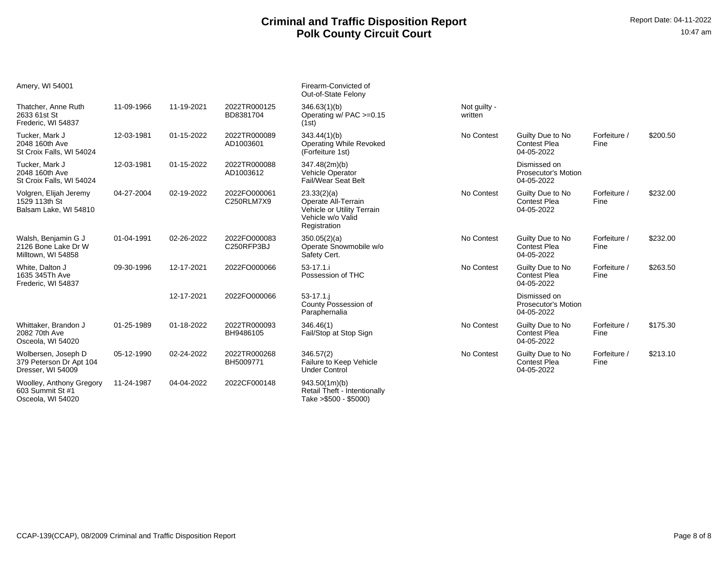# Criminal and Traffic Disposition Report
## Polk County Circuit Court

Report Date: 04-11-2022
10:47 am

| Name / Address | DOB | Offense Date | Case / Citation | Statute / Description | Plea | Disposition | Sentence | Amount |
|---|---|---|---|---|---|---|---|---|
| Amery, WI 54001 | | | | Firearm-Convicted of Out-of-State Felony | | | | |
| Thatcher, Anne Ruth 2633 61st St Frederic, WI 54837 | 11-09-1966 | 11-19-2021 | 2022TR000125 BD8381704 | 346.63(1)(b) Operating w/ PAC >=0.15 (1st) | Not guilty - written | | | |
| Tucker, Mark J 2048 160th Ave St Croix Falls, WI 54024 | 12-03-1981 | 01-15-2022 | 2022TR000089 AD1003601 | 343.44(1)(b) Operating While Revoked (Forfeiture 1st) | No Contest | Guilty Due to No Contest Plea 04-05-2022 | Forfeiture / Fine | $200.50 |
| Tucker, Mark J 2048 160th Ave St Croix Falls, WI 54024 | 12-03-1981 | 01-15-2022 | 2022TR000088 AD1003612 | 347.48(2m)(b) Vehicle Operator Fail/Wear Seat Belt | | Dismissed on Prosecutor's Motion 04-05-2022 | | |
| Volgren, Elijah Jeremy 1529 113th St Balsam Lake, WI 54810 | 04-27-2004 | 02-19-2022 | 2022FO000061 C250RLM7X9 | 23.33(2)(a) Operate All-Terrain Vehicle or Utility Terrain Vehicle w/o Valid Registration | No Contest | Guilty Due to No Contest Plea 04-05-2022 | Forfeiture / Fine | $232.00 |
| Walsh, Benjamin G J 2126 Bone Lake Dr W Milltown, WI 54858 | 01-04-1991 | 02-26-2022 | 2022FO000083 C250RFP3BJ | 350.05(2)(a) Operate Snowmobile w/o Safety Cert. | No Contest | Guilty Due to No Contest Plea 04-05-2022 | Forfeiture / Fine | $232.00 |
| White, Dalton J 1635 345Th Ave Frederic, WI 54837 | 09-30-1996 | 12-17-2021 | 2022FO000066 | 53-17.1.i Possession of THC | No Contest | Guilty Due to No Contest Plea 04-05-2022 | Forfeiture / Fine | $263.50 |
| | | 12-17-2021 | 2022FO000066 | 53-17.1.j County Possession of Paraphernalia | | Dismissed on Prosecutor's Motion 04-05-2022 | | |
| Whittaker, Brandon J 2082 70th Ave Osceola, WI 54020 | 01-25-1989 | 01-18-2022 | 2022TR000093 BH9486105 | 346.46(1) Fail/Stop at Stop Sign | No Contest | Guilty Due to No Contest Plea 04-05-2022 | Forfeiture / Fine | $175.30 |
| Wolbersen, Joseph D 379 Peterson Dr Apt 104 Dresser, WI 54009 | 05-12-1990 | 02-24-2022 | 2022TR000268 BH5009771 | 346.57(2) Failure to Keep Vehicle Under Control | No Contest | Guilty Due to No Contest Plea 04-05-2022 | Forfeiture / Fine | $213.10 |
| Woolley, Anthony Gregory 603 Summit St #1 Osceola, WI 54020 | 11-24-1987 | 04-04-2022 | 2022CF000148 | 943.50(1m)(b) Retail Theft - Intentionally Take >$500 - $5000) | | | | |

CCAP-139(CCAP), 08/2009 Criminal and Traffic Disposition Report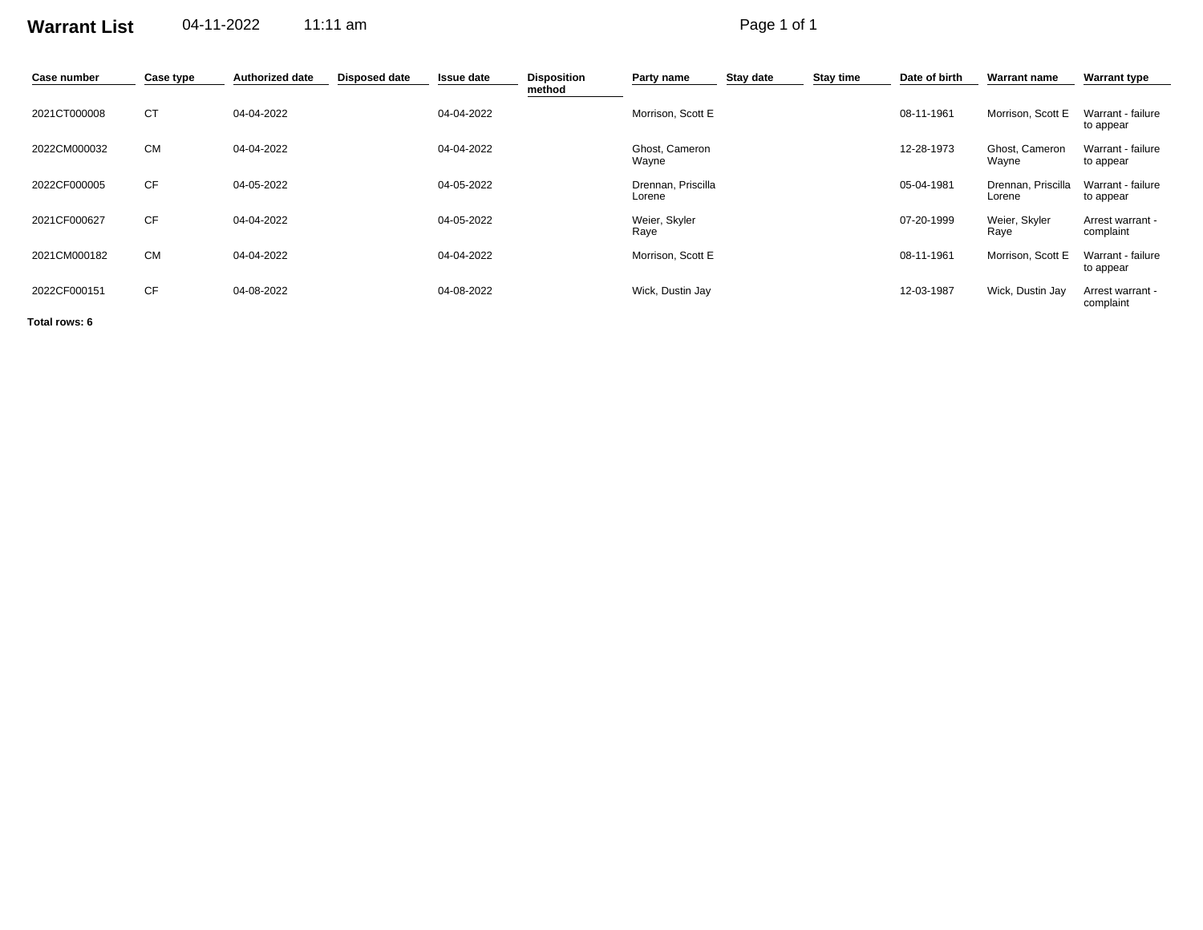# Warrant List

04-11-2022 11:11 am

| Case number | Case type | Authorized date | Disposed date | Issue date | Disposition method | Party name | Stay date | Stay time | Date of birth | Warrant name | Warrant type |
|---|---|---|---|---|---|---|---|---|---|---|---|
| 2021CT000008 | CT | 04-04-2022 | | 04-04-2022 | | Morrison, Scott E | | | 08-11-1961 | Morrison, Scott E | Warrant - failure to appear |
| 2022CM000032 | CM | 04-04-2022 | | 04-04-2022 | | Ghost, Cameron Wayne | | | 12-28-1973 | Ghost, Cameron Wayne | Warrant - failure to appear |
| 2022CF000005 | CF | 04-05-2022 | | 04-05-2022 | | Drennan, Priscilla Lorene | | | 05-04-1981 | Drennan, Priscilla Lorene | Warrant - failure to appear |
| 2021CF000627 | CF | 04-04-2022 | | 04-05-2022 | | Weier, Skyler Raye | | | 07-20-1999 | Weier, Skyler Raye | Arrest warrant - complaint |
| 2021CM000182 | CM | 04-04-2022 | | 04-04-2022 | | Morrison, Scott E | | | 08-11-1961 | Morrison, Scott E | Warrant - failure to appear |
| 2022CF000151 | CF | 04-08-2022 | | 04-08-2022 | | Wick, Dustin Jay | | | 12-03-1987 | Wick, Dustin Jay | Arrest warrant - complaint |

**Total rows: 6**